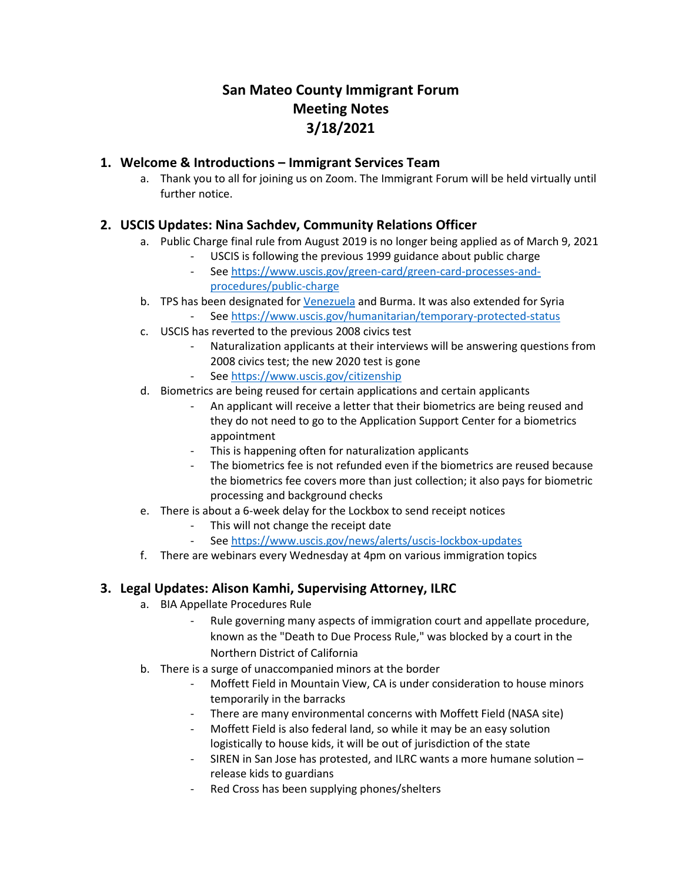# San Mateo County Immigrant Forum
# Meeting Notes
# 3/18/2021

## 1. Welcome & Introductions – Immigrant Services Team

a. Thank you to all for joining us on Zoom. The Immigrant Forum will be held virtually until further notice.

## 2. USCIS Updates: Nina Sachdev, Community Relations Officer

a. Public Charge final rule from August 2019 is no longer being applied as of March 9, 2021
   - USCIS is following the previous 1999 guidance about public charge
   - See https://www.uscis.gov/green-card/green-card-processes-and-procedures/public-charge

b. TPS has been designated for Venezuela and Burma. It was also extended for Syria
   - See https://www.uscis.gov/humanitarian/temporary-protected-status

c. USCIS has reverted to the previous 2008 civics test
   - Naturalization applicants at their interviews will be answering questions from 2008 civics test; the new 2020 test is gone
   - See https://www.uscis.gov/citizenship

d. Biometrics are being reused for certain applications and certain applicants
   - An applicant will receive a letter that their biometrics are being reused and they do not need to go to the Application Support Center for a biometrics appointment
   - This is happening often for naturalization applicants
   - The biometrics fee is not refunded even if the biometrics are reused because the biometrics fee covers more than just collection; it also pays for biometric processing and background checks

e. There is about a 6-week delay for the Lockbox to send receipt notices
   - This will not change the receipt date
   - See https://www.uscis.gov/news/alerts/uscis-lockbox-updates

f. There are webinars every Wednesday at 4pm on various immigration topics

## 3. Legal Updates: Alison Kamhi, Supervising Attorney, ILRC

a. BIA Appellate Procedures Rule
   - Rule governing many aspects of immigration court and appellate procedure, known as the "Death to Due Process Rule," was blocked by a court in the Northern District of California

b. There is a surge of unaccompanied minors at the border
   - Moffett Field in Mountain View, CA is under consideration to house minors temporarily in the barracks
   - There are many environmental concerns with Moffett Field (NASA site)
   - Moffett Field is also federal land, so while it may be an easy solution logistically to house kids, it will be out of jurisdiction of the state
   - SIREN in San Jose has protested, and ILRC wants a more humane solution – release kids to guardians
   - Red Cross has been supplying phones/shelters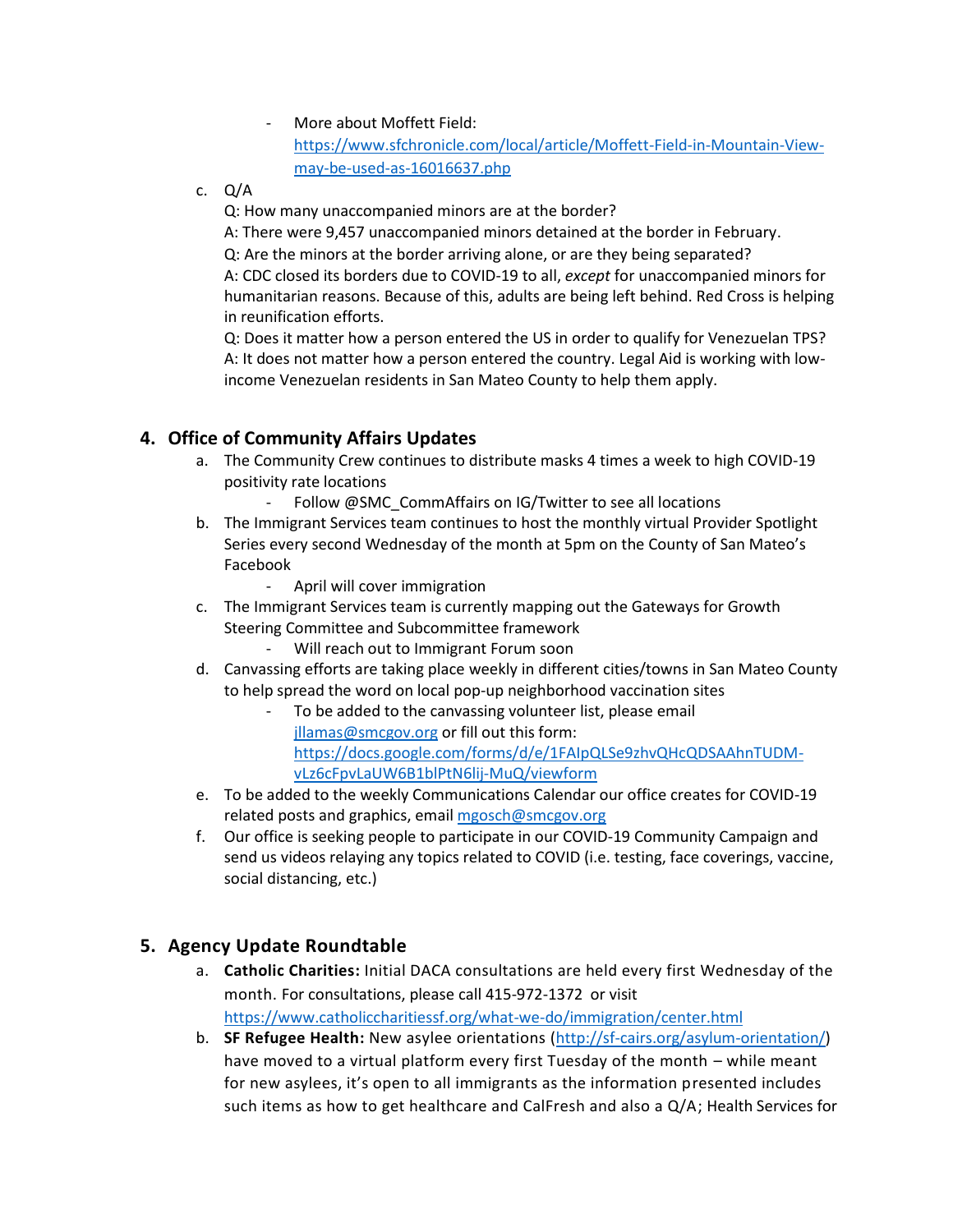- More about Moffett Field: https://www.sfchronicle.com/local/article/Moffett-Field-in-Mountain-View-may-be-used-as-16016637.php

c. Q/A

Q: How many unaccompanied minors are at the border?

A: There were 9,457 unaccompanied minors detained at the border in February.

Q: Are the minors at the border arriving alone, or are they being separated?

A: CDC closed its borders due to COVID-19 to all, *except* for unaccompanied minors for humanitarian reasons. Because of this, adults are being left behind. Red Cross is helping in reunification efforts.

Q: Does it matter how a person entered the US in order to qualify for Venezuelan TPS?

A: It does not matter how a person entered the country. Legal Aid is working with low-income Venezuelan residents in San Mateo County to help them apply.

## 4. Office of Community Affairs Updates

a. The Community Crew continues to distribute masks 4 times a week to high COVID-19 positivity rate locations
   - Follow @SMC_CommAffairs on IG/Twitter to see all locations

b. The Immigrant Services team continues to host the monthly virtual Provider Spotlight Series every second Wednesday of the month at 5pm on the County of San Mateo's Facebook
   - April will cover immigration

c. The Immigrant Services team is currently mapping out the Gateways for Growth Steering Committee and Subcommittee framework
   - Will reach out to Immigrant Forum soon

d. Canvassing efforts are taking place weekly in different cities/towns in San Mateo County to help spread the word on local pop-up neighborhood vaccination sites
   - To be added to the canvassing volunteer list, please email jllamas@smcgov.org or fill out this form: https://docs.google.com/forms/d/e/1FAIpQLSe9zhvQHcQDSAAhnTUDM-vLz6cFpvLaUW6B1blPtN6lij-MuQ/viewform

e. To be added to the weekly Communications Calendar our office creates for COVID-19 related posts and graphics, email mgosch@smcgov.org

f. Our office is seeking people to participate in our COVID-19 Community Campaign and send us videos relaying any topics related to COVID (i.e. testing, face coverings, vaccine, social distancing, etc.)

## 5. Agency Update Roundtable

a. **Catholic Charities:** Initial DACA consultations are held every first Wednesday of the month. For consultations, please call 415-972-1372 or visit https://www.catholiccharitiessf.org/what-we-do/immigration/center.html

b. **SF Refugee Health:** New asylee orientations (http://sf-cairs.org/asylum-orientation/) have moved to a virtual platform every first Tuesday of the month – while meant for new asylees, it's open to all immigrants as the information presented includes such items as how to get healthcare and CalFresh and also a Q/A; Health Services for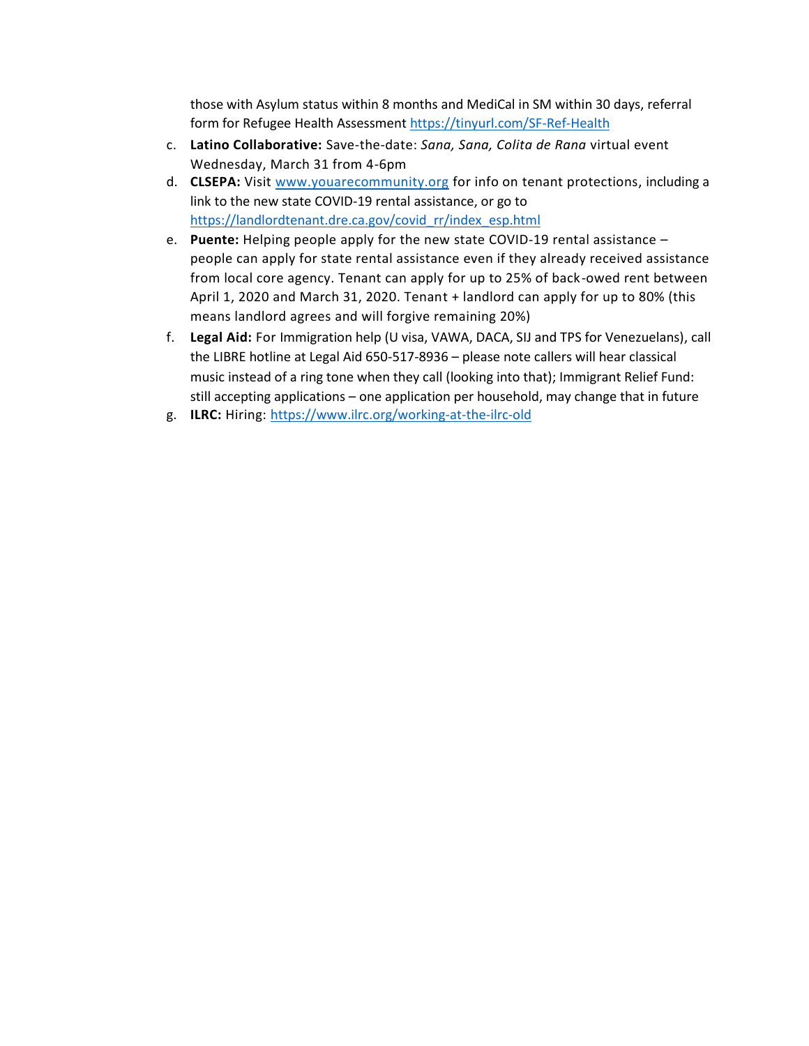those with Asylum status within 8 months and MediCal in SM within 30 days, referral form for Refugee Health Assessment https://tinyurl.com/SF-Ref-Health

c. **Latino Collaborative:** Save-the-date: *Sana, Sana, Colita de Rana* virtual event Wednesday, March 31 from 4-6pm
d. **CLSEPA:** Visit www.youarecommunity.org for info on tenant protections, including a link to the new state COVID-19 rental assistance, or go to https://landlordtenant.dre.ca.gov/covid_rr/index_esp.html
e. **Puente:** Helping people apply for the new state COVID-19 rental assistance – people can apply for state rental assistance even if they already received assistance from local core agency. Tenant can apply for up to 25% of back-owed rent between April 1, 2020 and March 31, 2020. Tenant + landlord can apply for up to 80% (this means landlord agrees and will forgive remaining 20%)
f. **Legal Aid:** For Immigration help (U visa, VAWA, DACA, SIJ and TPS for Venezuelans), call the LIBRE hotline at Legal Aid 650-517-8936 – please note callers will hear classical music instead of a ring tone when they call (looking into that); Immigrant Relief Fund: still accepting applications – one application per household, may change that in future
g. **ILRC:** Hiring: https://www.ilrc.org/working-at-the-ilrc-old